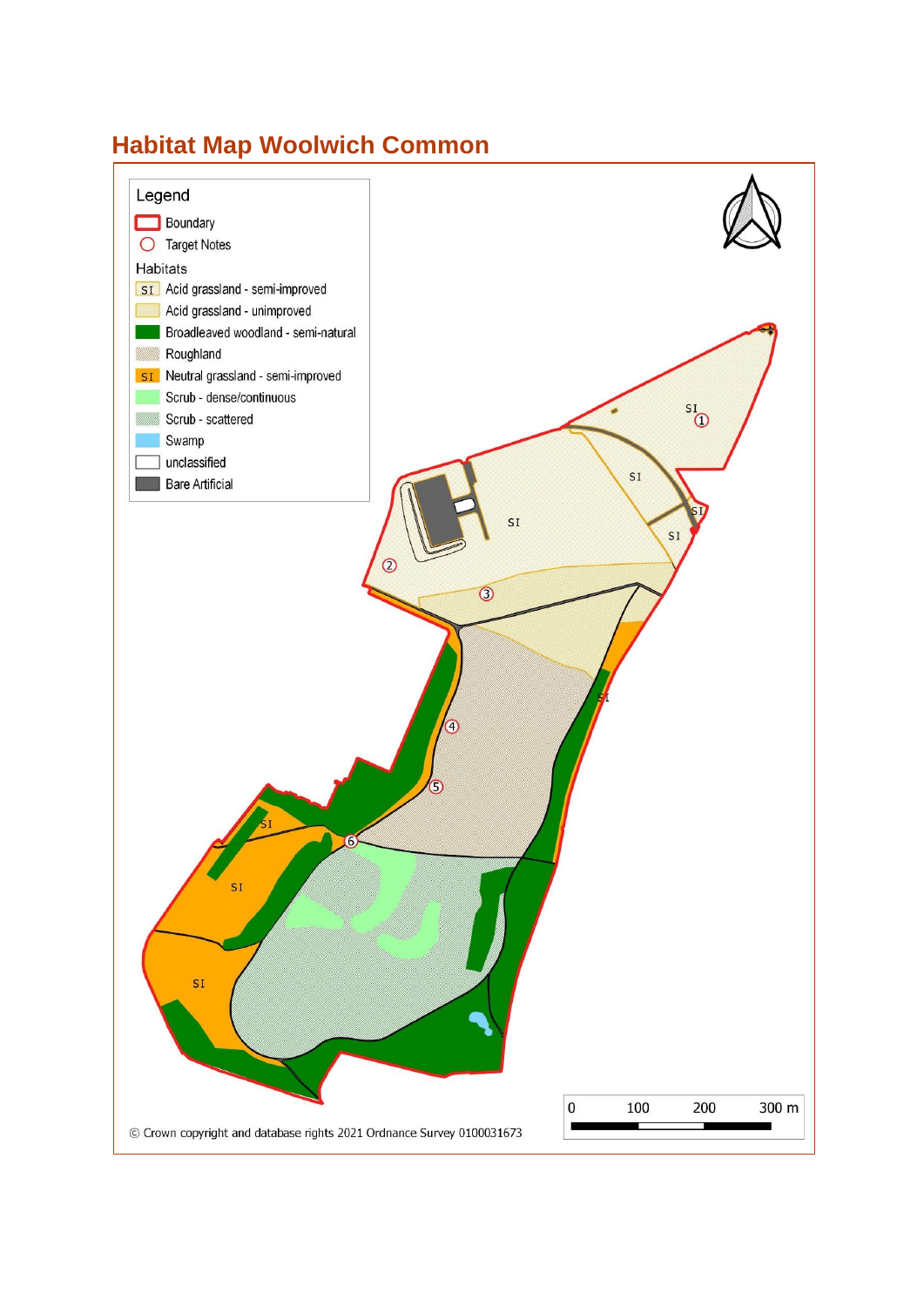# Habitat Map Woolwich Common

Legend

Boundary

Target Notes

Habitats

SI Acid grassland - semi-improved

Acid grassland - unimproved

Broadleaved woodland - semi-natural

Roughland

SI Neutral grassland - semi-improved

Scrub - dense/continuous

Scrub - scattered

Swamp

unclassified

Bare Artificial

0 100 200 300 m

© Crown copyright and database rights 2021 Ordnance Survey 0100031673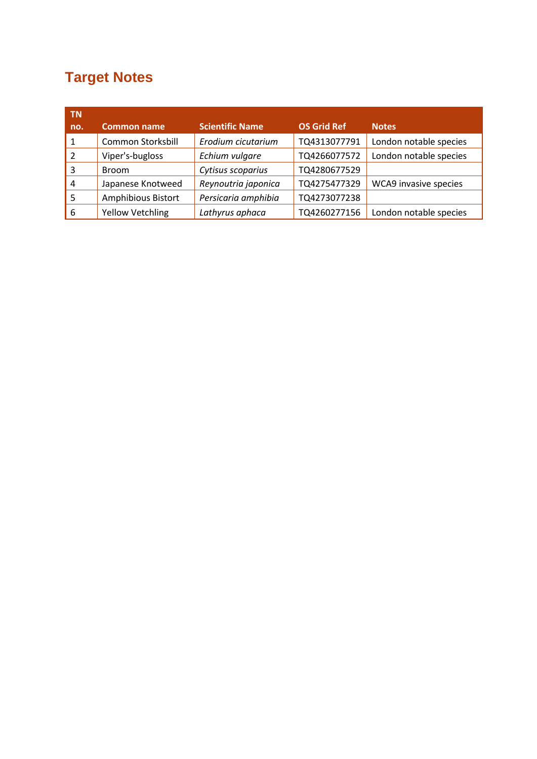# Target Notes

| TN no. | Common name | Scientific Name | OS Grid Ref | Notes |
|---|---|---|---|---|
| 1 | Common Storksbill | *Erodium cicutarium* | TQ4313077791 | London notable species |
| 2 | Viper's-bugloss | *Echium vulgare* | TQ4266077572 | London notable species |
| 3 | Broom | *Cytisus scoparius* | TQ4280677529 | |
| 4 | Japanese Knotweed | *Reynoutria japonica* | TQ4275477329 | WCA9 invasive species |
| 5 | Amphibious Bistort | *Persicaria amphibia* | TQ4273077238 | |
| 6 | Yellow Vetchling | *Lathyrus aphaca* | TQ4260277156 | London notable species |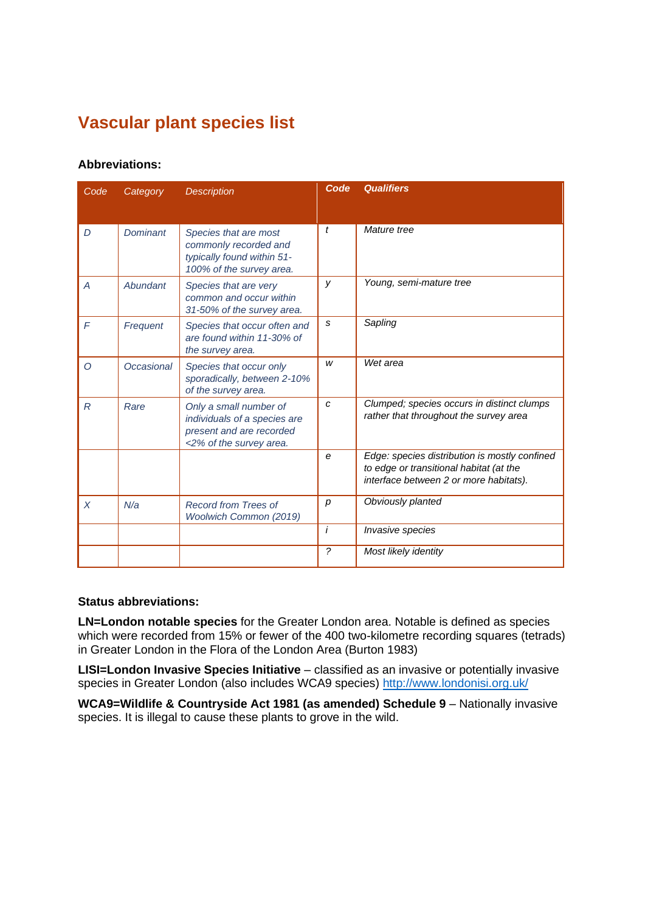# Vascular plant species list

**Abbreviations:**

| Code | Category | Description | Code | Qualifiers |
|---|---|---|---|---|
| D | Dominant | Species that are most commonly recorded and typically found within 51-100% of the survey area. | t | Mature tree |
| A | Abundant | Species that are very common and occur within 31-50% of the survey area. | y | Young, semi-mature tree |
| F | Frequent | Species that occur often and are found within 11-30% of the survey area. | s | Sapling |
| O | Occasional | Species that occur only sporadically, between 2-10% of the survey area. | w | Wet area |
| R | Rare | Only a small number of individuals of a species are present and are recorded <2% of the survey area. | c | Clumped; species occurs in distinct clumps rather that throughout the survey area |
| | | | e | Edge: species distribution is mostly confined to edge or transitional habitat (at the interface between 2 or more habitats). |
| X | N/a | Record from Trees of Woolwich Common (2019) | p | Obviously planted |
| | | | i | Invasive species |
| | | | ? | Most likely identity |

**Status abbreviations:**

**LN=London notable species** for the Greater London area. Notable is defined as species which were recorded from 15% or fewer of the 400 two-kilometre recording squares (tetrads) in Greater London in the Flora of the London Area (Burton 1983)

**LISI=London Invasive Species Initiative** – classified as an invasive or potentially invasive species in Greater London (also includes WCA9 species) http://www.londonisi.org.uk/

**WCA9=Wildlife & Countryside Act 1981 (as amended) Schedule 9** – Nationally invasive species. It is illegal to cause these plants to grove in the wild.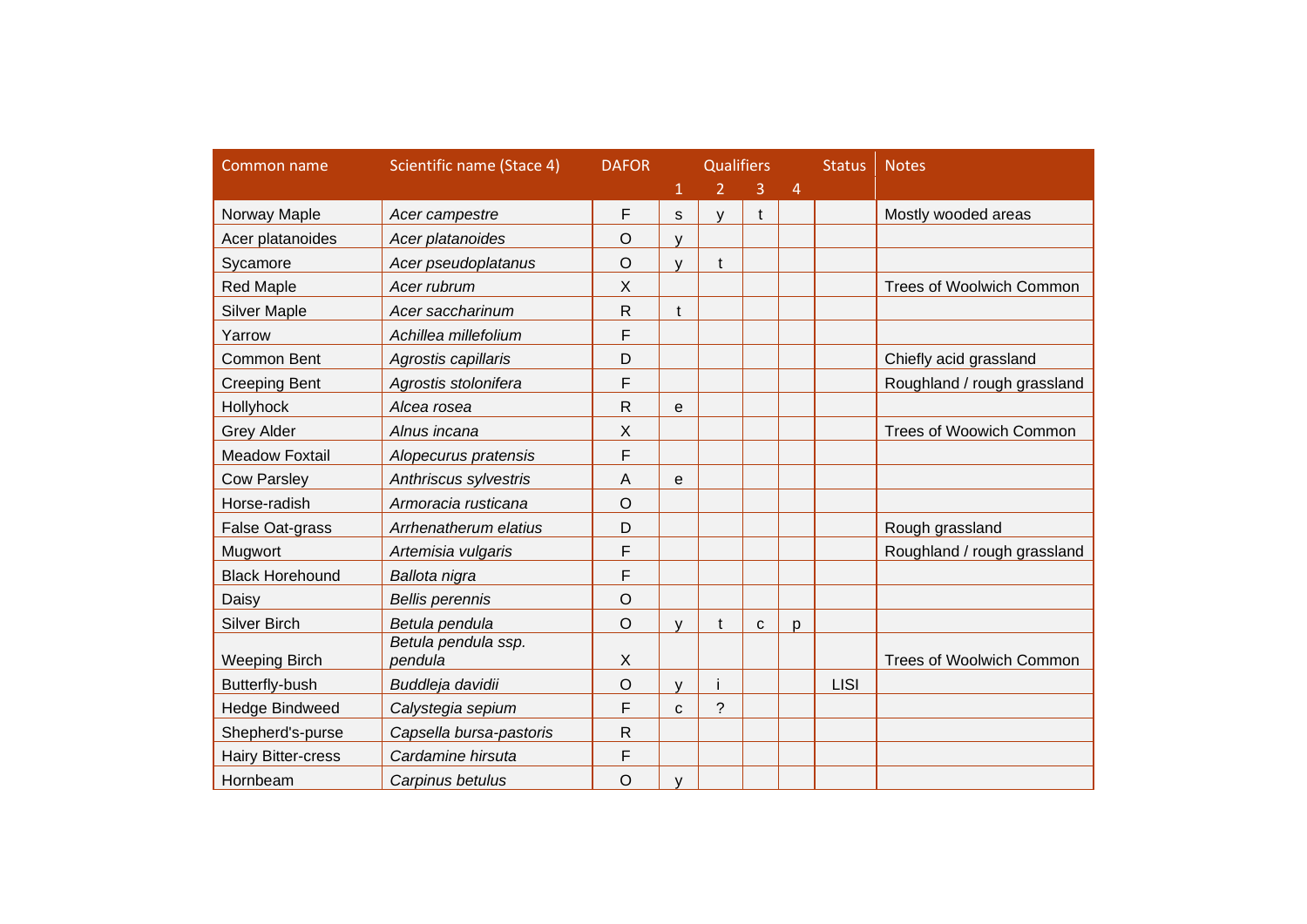| Common name | Scientific name (Stace 4) | DAFOR | Qualifiers | | | | Status | Notes |
|---|---|---|---|---|---|---|---|---|
| | | | 1 | 2 | 3 | 4 | | |
| Norway Maple | *Acer campestre* | F | s | y | t | | | Mostly wooded areas |
| Acer platanoides | *Acer platanoides* | O | y | | | | | |
| Sycamore | *Acer pseudoplatanus* | O | y | t | | | | |
| Red Maple | *Acer rubrum* | X | | | | | | Trees of Woolwich Common |
| Silver Maple | *Acer saccharinum* | R | t | | | | | |
| Yarrow | *Achillea millefolium* | F | | | | | | |
| Common Bent | *Agrostis capillaris* | D | | | | | | Chiefly acid grassland |
| Creeping Bent | *Agrostis stolonifera* | F | | | | | | Roughland / rough grassland |
| Hollyhock | *Alcea rosea* | R | e | | | | | |
| Grey Alder | *Alnus incana* | X | | | | | | Trees of Woowich Common |
| Meadow Foxtail | *Alopecurus pratensis* | F | | | | | | |
| Cow Parsley | *Anthriscus sylvestris* | A | e | | | | | |
| Horse-radish | *Armoracia rusticana* | O | | | | | | |
| False Oat-grass | *Arrhenatherum elatius* | D | | | | | | Rough grassland |
| Mugwort | *Artemisia vulgaris* | F | | | | | | Roughland / rough grassland |
| Black Horehound | *Ballota nigra* | F | | | | | | |
| Daisy | *Bellis perennis* | O | | | | | | |
| Silver Birch | *Betula pendula* | O | y | t | c | p | | |
| Weeping Birch | *Betula pendula ssp. pendula* | X | | | | | | Trees of Woolwich Common |
| Butterfly-bush | *Buddleja davidii* | O | y | i | | | LISI | |
| Hedge Bindweed | *Calystegia sepium* | F | c | ? | | | | |
| Shepherd's-purse | *Capsella bursa-pastoris* | R | | | | | | |
| Hairy Bitter-cress | *Cardamine hirsuta* | F | | | | | | |
| Hornbeam | *Carpinus betulus* | O | y | | | | | |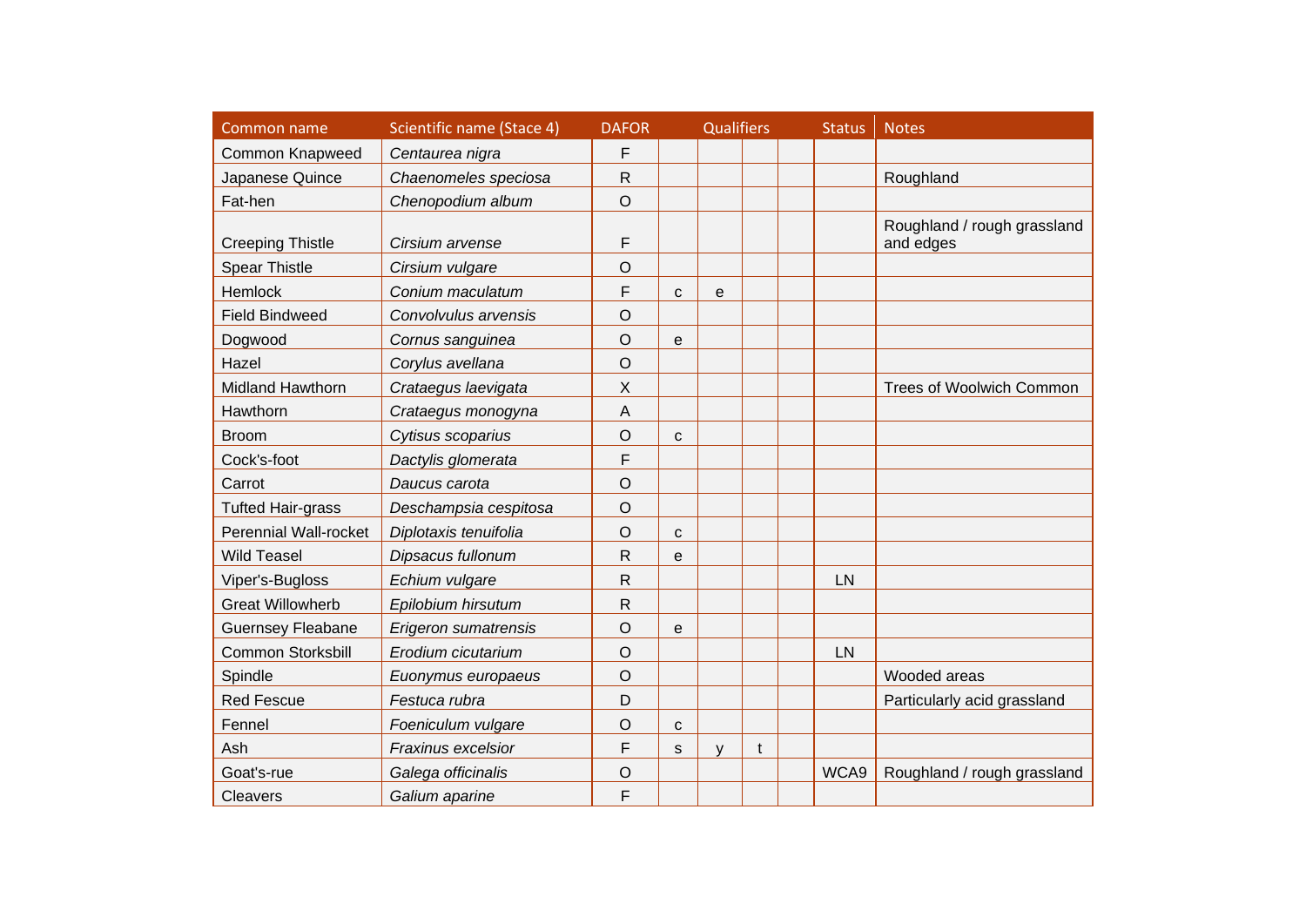| Common name | Scientific name (Stace 4) | DAFOR | Qualifiers | | | | Status | Notes |
|---|---|---|---|---|---|---|---|---|
| Common Knapweed | *Centaurea nigra* | F | | | | | | |
| Japanese Quince | *Chaenomeles speciosa* | R | | | | | | Roughland |
| Fat-hen | *Chenopodium album* | O | | | | | | |
| Creeping Thistle | *Cirsium arvense* | F | | | | | | Roughland / rough grassland and edges |
| Spear Thistle | *Cirsium vulgare* | O | | | | | | |
| Hemlock | *Conium maculatum* | F | c | e | | | | |
| Field Bindweed | *Convolvulus arvensis* | O | | | | | | |
| Dogwood | *Cornus sanguinea* | O | e | | | | | |
| Hazel | *Corylus avellana* | O | | | | | | |
| Midland Hawthorn | *Crataegus laevigata* | X | | | | | | Trees of Woolwich Common |
| Hawthorn | *Crataegus monogyna* | A | | | | | | |
| Broom | *Cytisus scoparius* | O | c | | | | | |
| Cock's-foot | *Dactylis glomerata* | F | | | | | | |
| Carrot | *Daucus carota* | O | | | | | | |
| Tufted Hair-grass | *Deschampsia cespitosa* | O | | | | | | |
| Perennial Wall-rocket | *Diplotaxis tenuifolia* | O | c | | | | | |
| Wild Teasel | *Dipsacus fullonum* | R | e | | | | | |
| Viper's-Bugloss | *Echium vulgare* | R | | | | | LN | |
| Great Willowherb | *Epilobium hirsutum* | R | | | | | | |
| Guernsey Fleabane | *Erigeron sumatrensis* | O | e | | | | | |
| Common Storksbill | *Erodium cicutarium* | O | | | | | LN | |
| Spindle | *Euonymus europaeus* | O | | | | | | Wooded areas |
| Red Fescue | *Festuca rubra* | D | | | | | | Particularly acid grassland |
| Fennel | *Foeniculum vulgare* | O | c | | | | | |
| Ash | *Fraxinus excelsior* | F | s | y | t | | | |
| Goat's-rue | *Galega officinalis* | O | | | | | WCA9 | Roughland / rough grassland |
| Cleavers | *Galium aparine* | F | | | | | | |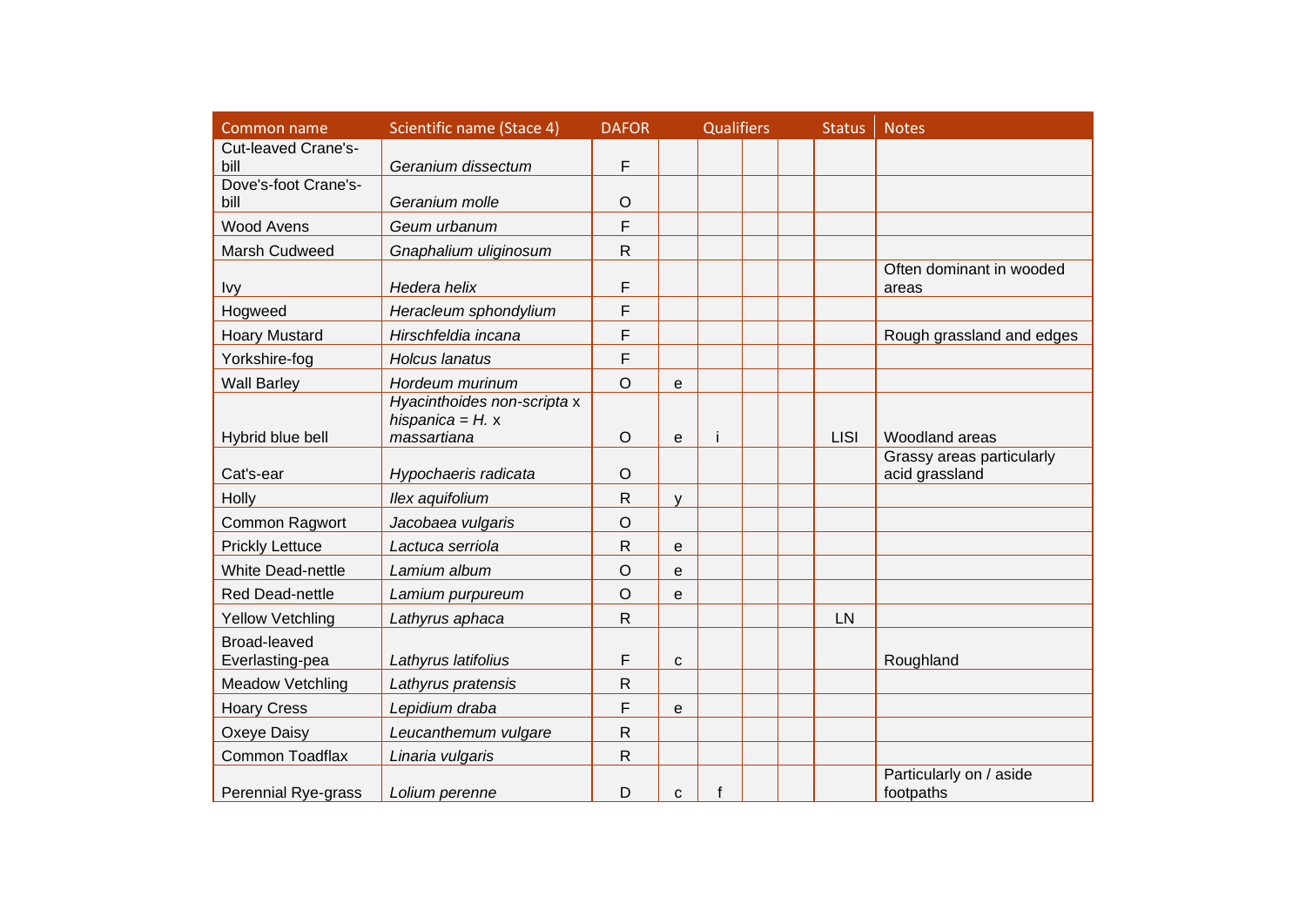| Common name | Scientific name (Stace 4) | DAFOR | Qualifiers | | | | Status | Notes |
|---|---|---|---|---|---|---|---|---|
| Cut-leaved Crane's-bill | *Geranium dissectum* | F | | | | | | |
| Dove's-foot Crane's-bill | *Geranium molle* | O | | | | | | |
| Wood Avens | *Geum urbanum* | F | | | | | | |
| Marsh Cudweed | *Gnaphalium uliginosum* | R | | | | | | |
| Ivy | *Hedera helix* | F | | | | | | Often dominant in wooded areas |
| Hogweed | *Heracleum sphondylium* | F | | | | | | |
| Hoary Mustard | *Hirschfeldia incana* | F | | | | | | Rough grassland and edges |
| Yorkshire-fog | *Holcus lanatus* | F | | | | | | |
| Wall Barley | *Hordeum murinum* | O | e | | | | | |
| Hybrid blue bell | *Hyacinthoides non-scripta* x *hispanica = H.* x *massartiana* | O | e | i | | | LISI | Woodland areas |
| Cat's-ear | *Hypochaeris radicata* | O | | | | | | Grassy areas particularly acid grassland |
| Holly | *Ilex aquifolium* | R | y | | | | | |
| Common Ragwort | *Jacobaea vulgaris* | O | | | | | | |
| Prickly Lettuce | *Lactuca serriola* | R | e | | | | | |
| White Dead-nettle | *Lamium album* | O | e | | | | | |
| Red Dead-nettle | *Lamium purpureum* | O | e | | | | | |
| Yellow Vetchling | *Lathyrus aphaca* | R | | | | | LN | |
| Broad-leaved Everlasting-pea | *Lathyrus latifolius* | F | c | | | | | Roughland |
| Meadow Vetchling | *Lathyrus pratensis* | R | | | | | | |
| Hoary Cress | *Lepidium draba* | F | e | | | | | |
| Oxeye Daisy | *Leucanthemum vulgare* | R | | | | | | |
| Common Toadflax | *Linaria vulgaris* | R | | | | | | |
| Perennial Rye-grass | *Lolium perenne* | D | c | f | | | | Particularly on / aside footpaths |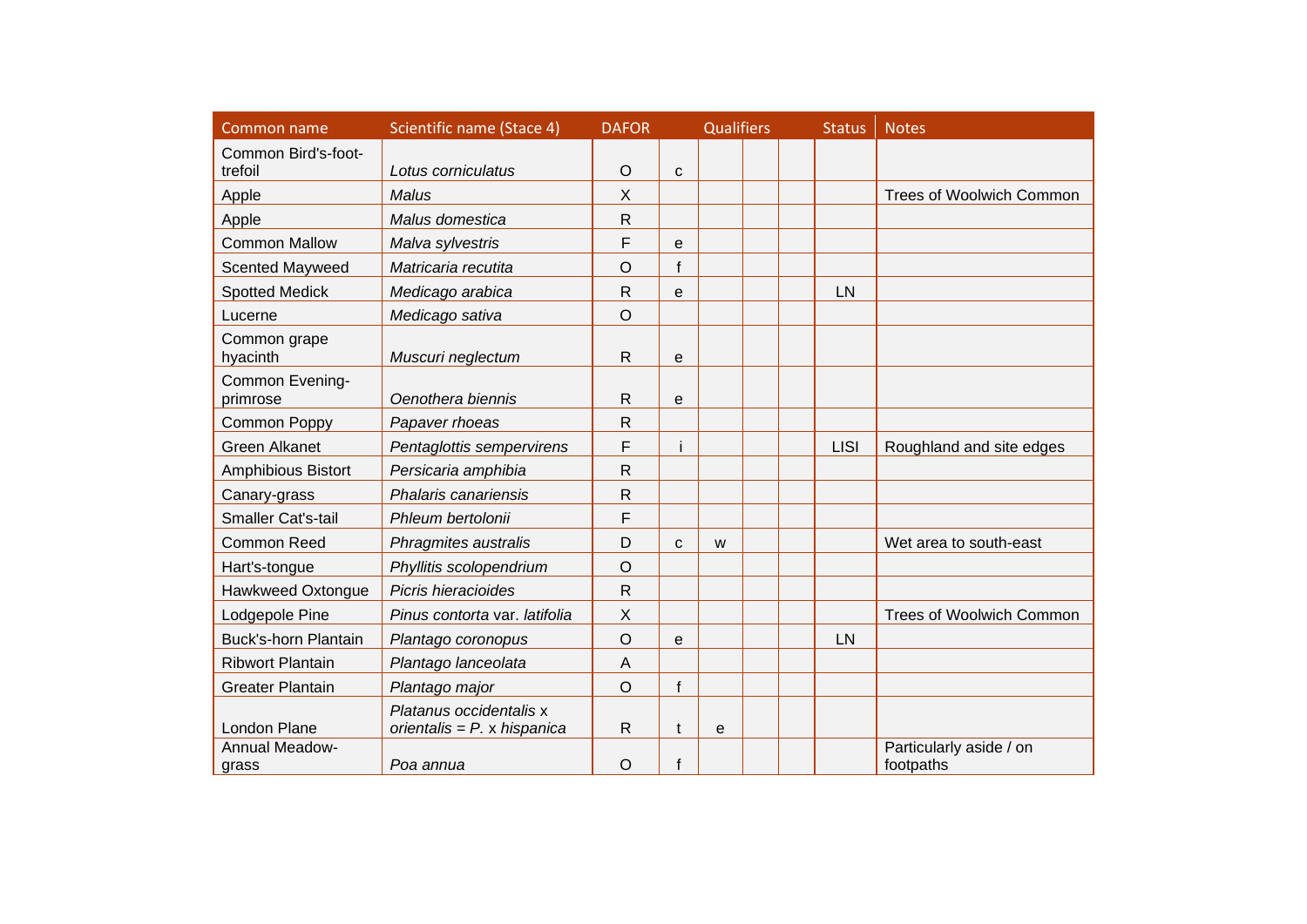| Common name | Scientific name (Stace 4) | DAFOR | | Qualifiers | | | Status | Notes |
|---|---|---|---|---|---|---|---|---|
| Common Bird's-foot-trefoil | *Lotus corniculatus* | O | c | | | | | |
| Apple | *Malus* | X | | | | | | Trees of Woolwich Common |
| Apple | *Malus domestica* | R | | | | | | |
| Common Mallow | *Malva sylvestris* | F | e | | | | | |
| Scented Mayweed | *Matricaria recutita* | O | f | | | | | |
| Spotted Medick | *Medicago arabica* | R | e | | | | LN | |
| Lucerne | *Medicago sativa* | O | | | | | | |
| Common grape hyacinth | *Muscuri neglectum* | R | e | | | | | |
| Common Evening-primrose | *Oenothera biennis* | R | e | | | | | |
| Common Poppy | *Papaver rhoeas* | R | | | | | | |
| Green Alkanet | *Pentaglottis sempervirens* | F | i | | | | LISI | Roughland and site edges |
| Amphibious Bistort | *Persicaria amphibia* | R | | | | | | |
| Canary-grass | *Phalaris canariensis* | R | | | | | | |
| Smaller Cat's-tail | *Phleum bertolonii* | F | | | | | | |
| Common Reed | *Phragmites australis* | D | c | w | | | | Wet area to south-east |
| Hart's-tongue | *Phyllitis scolopendrium* | O | | | | | | |
| Hawkweed Oxtongue | *Picris hieracioides* | R | | | | | | |
| Lodgepole Pine | *Pinus contorta* var. *latifolia* | X | | | | | | Trees of Woolwich Common |
| Buck's-horn Plantain | *Plantago coronopus* | O | e | | | | LN | |
| Ribwort Plantain | *Plantago lanceolata* | A | | | | | | |
| Greater Plantain | *Plantago major* | O | f | | | | | |
| London Plane | *Platanus occidentalis* x *orientalis* = *P.* x *hispanica* | R | t | e | | | | |
| Annual Meadow-grass | *Poa annua* | O | f | | | | | Particularly aside / on footpaths |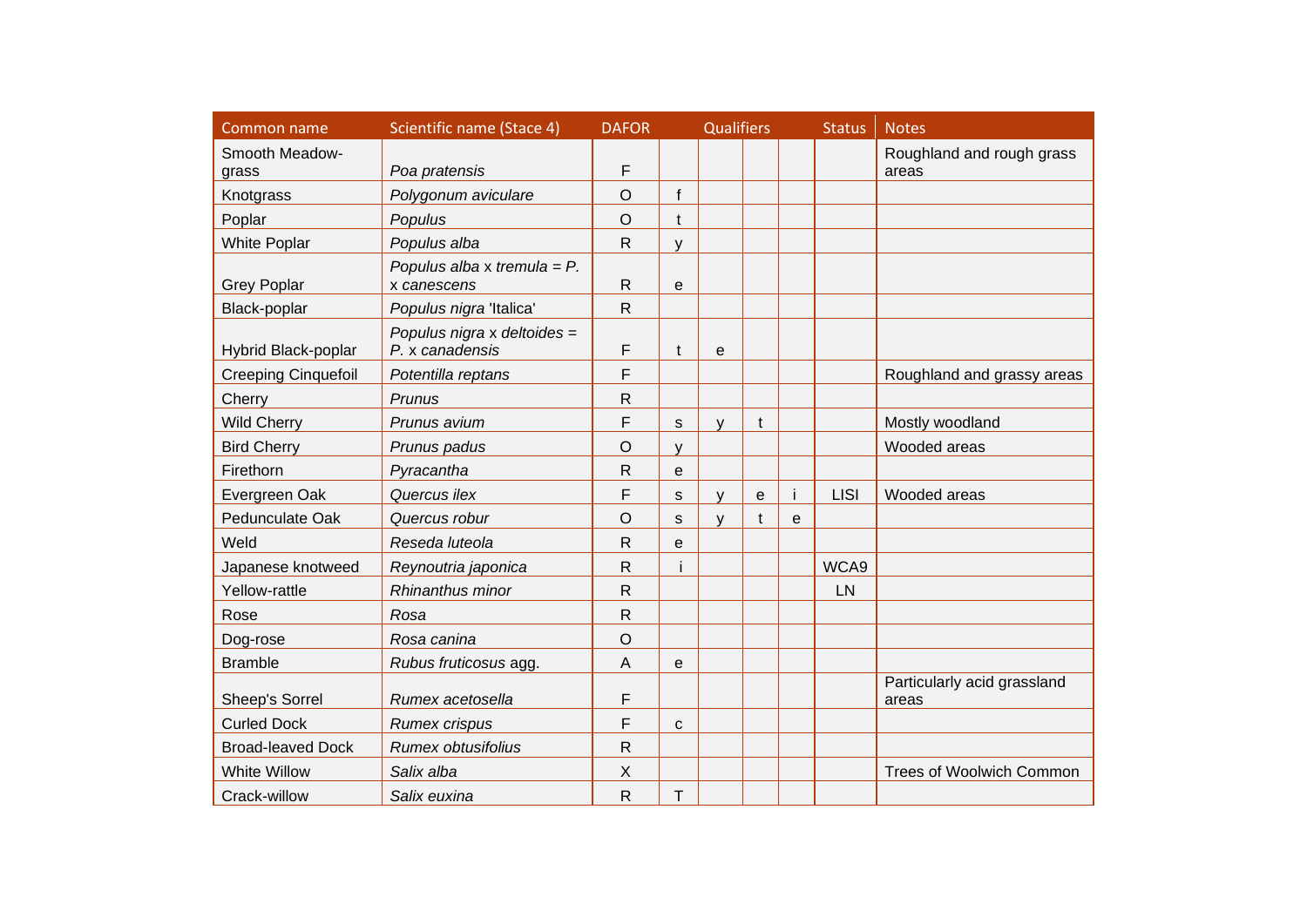| Common name | Scientific name (Stace 4) | DAFOR | Qualifiers | | | | Status | Notes |
|---|---|---|---|---|---|---|---|---|
| Smooth Meadow-grass | *Poa pratensis* | F | | | | | | Roughland and rough grass areas |
| Knotgrass | *Polygonum aviculare* | O | f | | | | | |
| Poplar | *Populus* | O | t | | | | | |
| White Poplar | *Populus alba* | R | y | | | | | |
| Grey Poplar | *Populus alba* x *tremula = P.* x *canescens* | R | e | | | | | |
| Black-poplar | *Populus nigra* 'Italica' | R | | | | | | |
| Hybrid Black-poplar | *Populus nigra* x *deltoides =* *P.* x *canadensis* | F | t | e | | | | |
| Creeping Cinquefoil | *Potentilla reptans* | F | | | | | | Roughland and grassy areas |
| Cherry | *Prunus* | R | | | | | | |
| Wild Cherry | *Prunus avium* | F | s | y | t | | | Mostly woodland |
| Bird Cherry | *Prunus padus* | O | y | | | | | Wooded areas |
| Firethorn | *Pyracantha* | R | e | | | | | |
| Evergreen Oak | *Quercus ilex* | F | s | y | e | i | LISI | Wooded areas |
| Pedunculate Oak | *Quercus robur* | O | s | y | t | e | | |
| Weld | *Reseda luteola* | R | e | | | | | |
| Japanese knotweed | *Reynoutria japonica* | R | i | | | | WCA9 | |
| Yellow-rattle | *Rhinanthus minor* | R | | | | | LN | |
| Rose | *Rosa* | R | | | | | | |
| Dog-rose | *Rosa canina* | O | | | | | | |
| Bramble | *Rubus fruticosus* agg. | A | e | | | | | |
| Sheep's Sorrel | *Rumex acetosella* | F | | | | | | Particularly acid grassland areas |
| Curled Dock | *Rumex crispus* | F | c | | | | | |
| Broad-leaved Dock | *Rumex obtusifolius* | R | | | | | | |
| White Willow | *Salix alba* | X | | | | | | Trees of Woolwich Common |
| Crack-willow | *Salix euxina* | R | T | | | | | |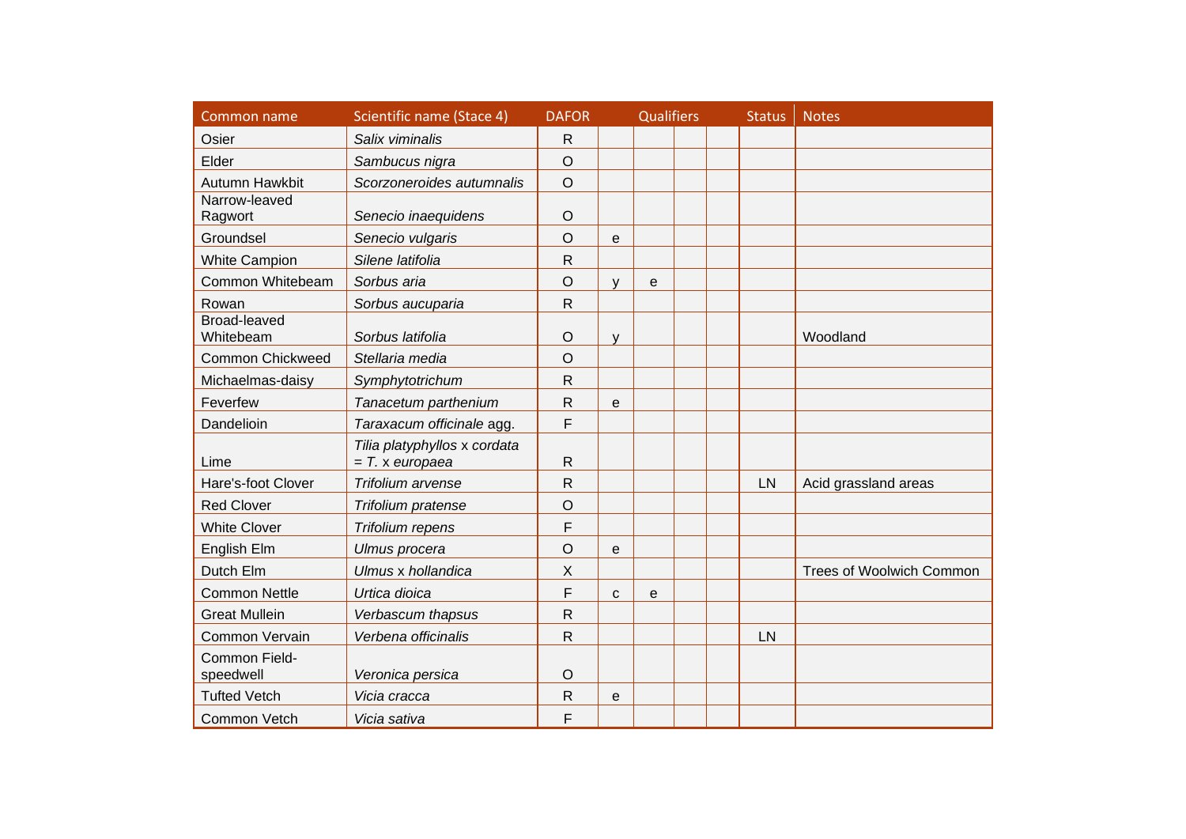| Common name | Scientific name (Stace 4) | DAFOR | Qualifiers | | | | Status | Notes |
|---|---|---|---|---|---|---|---|---|
| Osier | *Salix viminalis* | R | | | | | | |
| Elder | *Sambucus nigra* | O | | | | | | |
| Autumn Hawkbit | *Scorzoneroides autumnalis* | O | | | | | | |
| Narrow-leaved Ragwort | *Senecio inaequidens* | O | | | | | | |
| Groundsel | *Senecio vulgaris* | O | e | | | | | |
| White Campion | *Silene latifolia* | R | | | | | | |
| Common Whitebeam | *Sorbus aria* | O | y | e | | | | |
| Rowan | *Sorbus aucuparia* | R | | | | | | |
| Broad-leaved Whitebeam | *Sorbus latifolia* | O | y | | | | | Woodland |
| Common Chickweed | *Stellaria media* | O | | | | | | |
| Michaelmas-daisy | *Symphytotrichum* | R | | | | | | |
| Feverfew | *Tanacetum parthenium* | R | e | | | | | |
| Dandelioin | *Taraxacum officinale* agg. | F | | | | | | |
| Lime | *Tilia platyphyllos* x *cordata* = *T.* x *europaea* | R | | | | | | |
| Hare's-foot Clover | *Trifolium arvense* | R | | | | | LN | Acid grassland areas |
| Red Clover | *Trifolium pratense* | O | | | | | | |
| White Clover | *Trifolium repens* | F | | | | | | |
| English Elm | *Ulmus procera* | O | e | | | | | |
| Dutch Elm | *Ulmus* x *hollandica* | X | | | | | | Trees of Woolwich Common |
| Common Nettle | *Urtica dioica* | F | c | e | | | | |
| Great Mullein | *Verbascum thapsus* | R | | | | | | |
| Common Vervain | *Verbena officinalis* | R | | | | | LN | |
| Common Field-speedwell | *Veronica persica* | O | | | | | | |
| Tufted Vetch | *Vicia cracca* | R | e | | | | | |
| Common Vetch | *Vicia sativa* | F | | | | | | |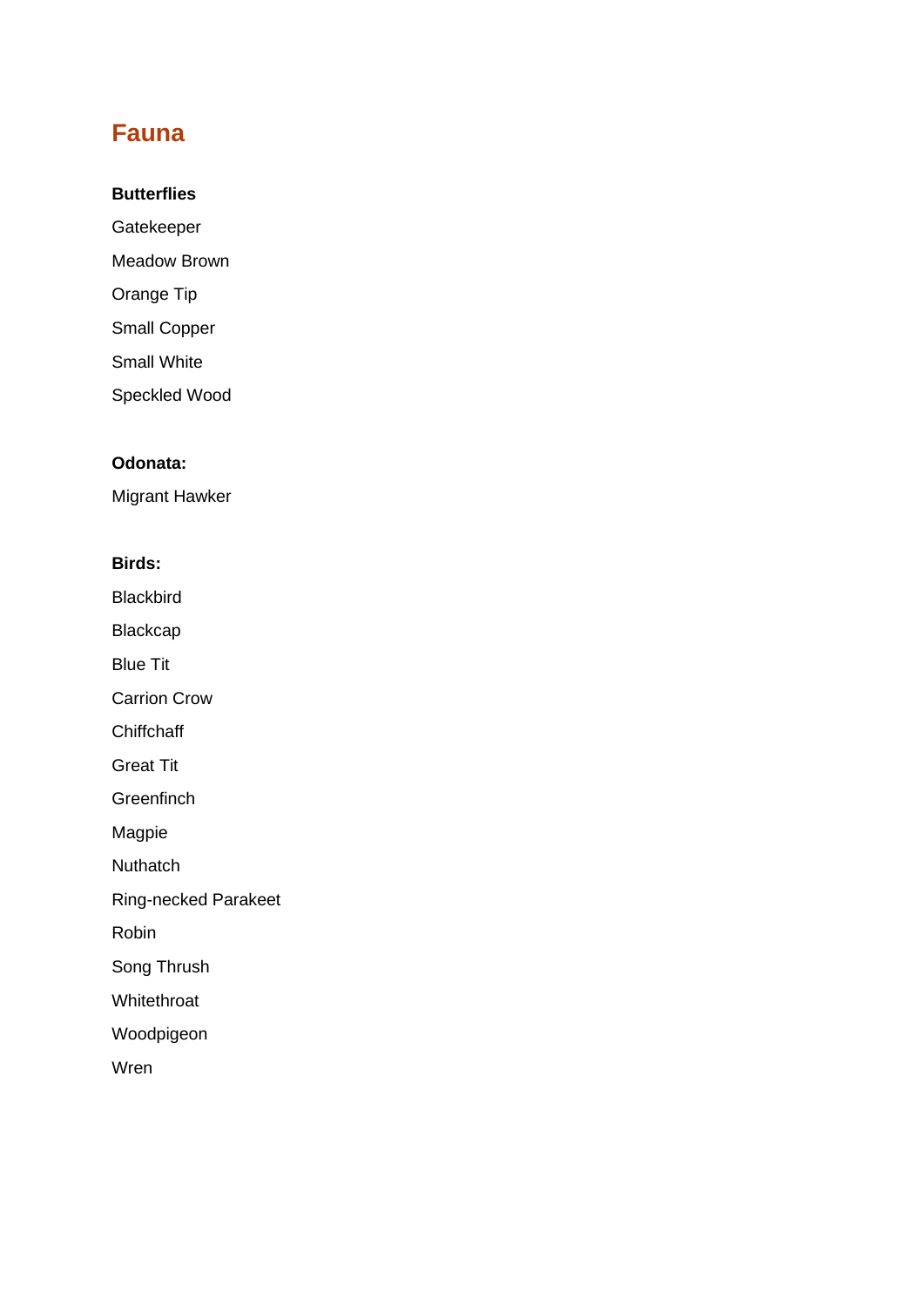## Fauna

**Butterflies**

Gatekeeper

Meadow Brown

Orange Tip

Small Copper

Small White

Speckled Wood

**Odonata:**

Migrant Hawker

**Birds:**

Blackbird

Blackcap

Blue Tit

Carrion Crow

Chiffchaff

Great Tit

Greenfinch

Magpie

Nuthatch

Ring-necked Parakeet

Robin

Song Thrush

Whitethroat

Woodpigeon

Wren